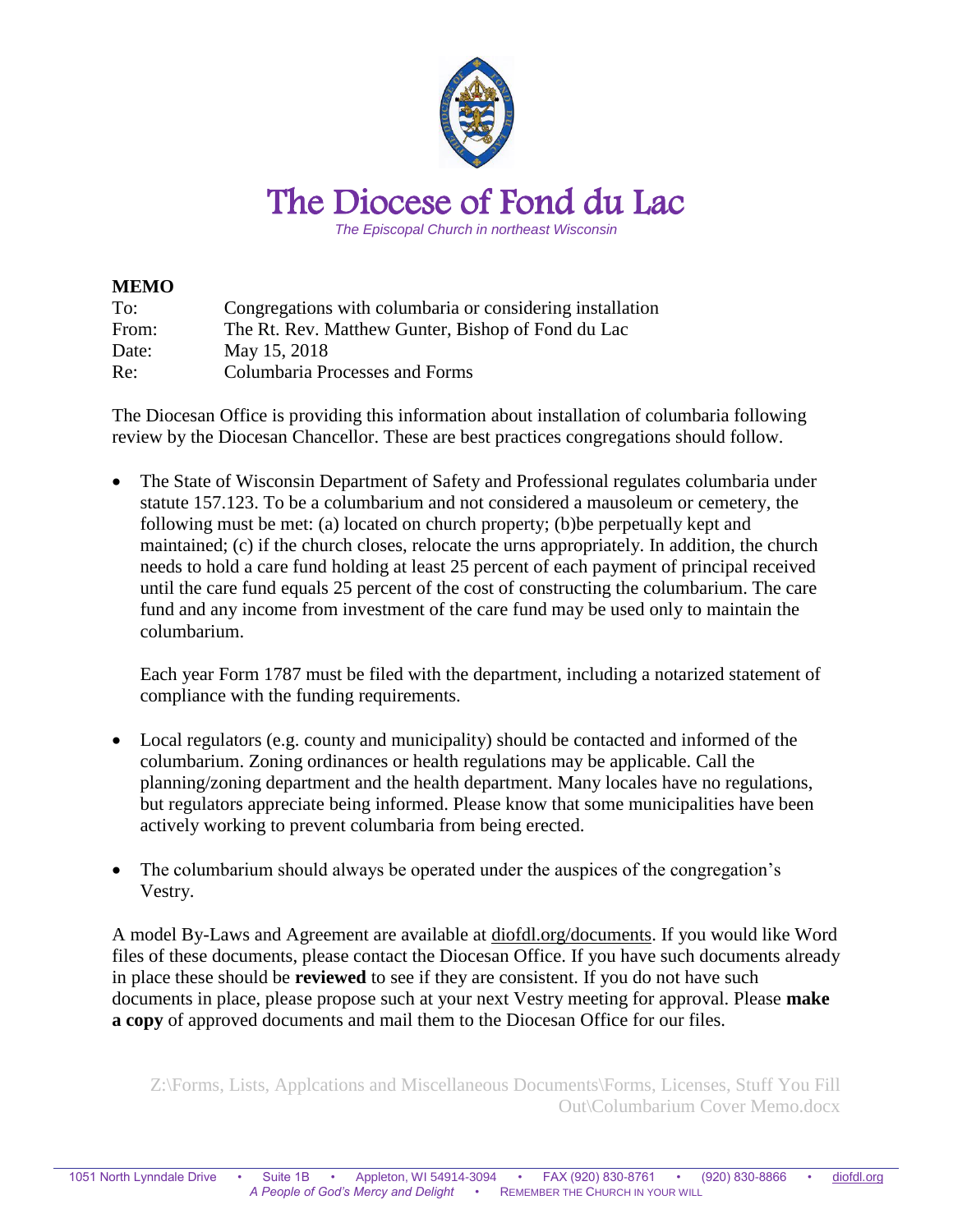# The Diocese of Fond du Lac

*The Episcopal Church in northeast Wisconsin*

**MEMO**

| | |
|---|---|
| To: | Congregations with columbaria or considering installation |
| From: | The Rt. Rev. Matthew Gunter, Bishop of Fond du Lac |
| Date: | May 15, 2018 |
| Re: | Columbaria Processes and Forms |

The Diocesan Office is providing this information about installation of columbaria following review by the Diocesan Chancellor. These are best practices congregations should follow.

- The State of Wisconsin Department of Safety and Professional regulates columbaria under statute 157.123. To be a columbarium and not considered a mausoleum or cemetery, the following must be met: (a) located on church property; (b)be perpetually kept and maintained; (c) if the church closes, relocate the urns appropriately. In addition, the church needs to hold a care fund holding at least 25 percent of each payment of principal received until the care fund equals 25 percent of the cost of constructing the columbarium. The care fund and any income from investment of the care fund may be used only to maintain the columbarium.

  Each year Form 1787 must be filed with the department, including a notarized statement of compliance with the funding requirements.

- Local regulators (e.g. county and municipality) should be contacted and informed of the columbarium. Zoning ordinances or health regulations may be applicable. Call the planning/zoning department and the health department. Many locales have no regulations, but regulators appreciate being informed. Please know that some municipalities have been actively working to prevent columbaria from being erected.

- The columbarium should always be operated under the auspices of the congregation's Vestry.

A model By-Laws and Agreement are available at diofdl.org/documents. If you would like Word files of these documents, please contact the Diocesan Office. If you have such documents already in place these should be **reviewed** to see if they are consistent. If you do not have such documents in place, please propose such at your next Vestry meeting for approval. Please **make a copy** of approved documents and mail them to the Diocesan Office for our files.

Z:\Forms, Lists, Applcations and Miscellaneous Documents\Forms, Licenses, Stuff You Fill Out\Columbarium Cover Memo.docx

1051 North Lynndale Drive • Suite 1B • Appleton, WI 54914-3094 • FAX (920) 830-8761 • (920) 830-8866 • diofdl.org

*A People of God's Mercy and Delight* • Remember the Church in your will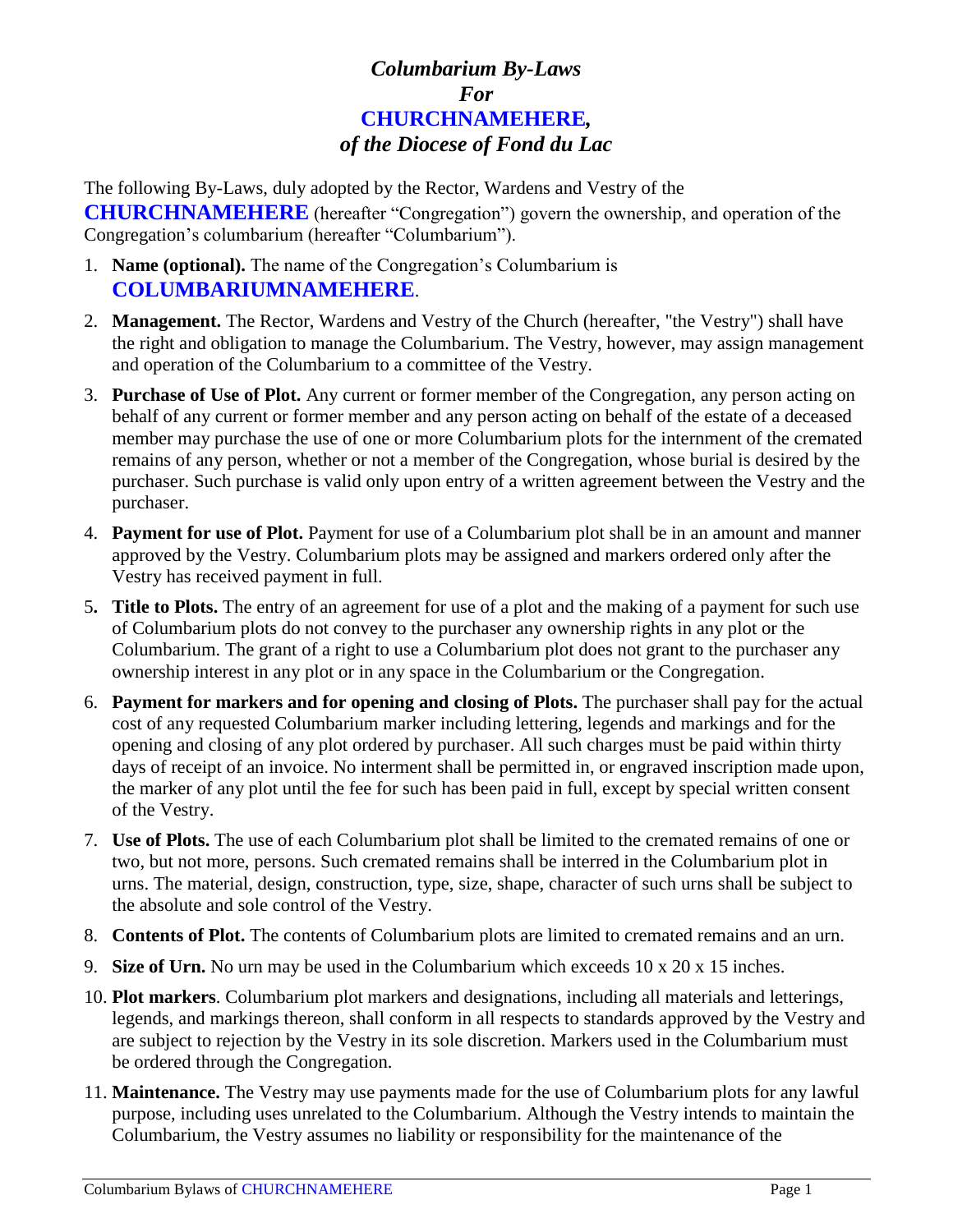# *Columbarium By-Laws*
# *For*
# **CHURCHNAMEHERE,**
# *of the Diocese of Fond du Lac*

The following By-Laws, duly adopted by the Rector, Wardens and Vestry of the **CHURCHNAMEHERE** (hereafter "Congregation") govern the ownership, and operation of the Congregation's columbarium (hereafter "Columbarium").

1. **Name (optional).** The name of the Congregation's Columbarium is **COLUMBARIUMNAMEHERE**.
2. **Management.** The Rector, Wardens and Vestry of the Church (hereafter, "the Vestry") shall have the right and obligation to manage the Columbarium. The Vestry, however, may assign management and operation of the Columbarium to a committee of the Vestry.
3. **Purchase of Use of Plot.** Any current or former member of the Congregation, any person acting on behalf of any current or former member and any person acting on behalf of the estate of a deceased member may purchase the use of one or more Columbarium plots for the internment of the cremated remains of any person, whether or not a member of the Congregation, whose burial is desired by the purchaser. Such purchase is valid only upon entry of a written agreement between the Vestry and the purchaser.
4. **Payment for use of Plot.** Payment for use of a Columbarium plot shall be in an amount and manner approved by the Vestry. Columbarium plots may be assigned and markers ordered only after the Vestry has received payment in full.
5. **Title to Plots.** The entry of an agreement for use of a plot and the making of a payment for such use of Columbarium plots do not convey to the purchaser any ownership rights in any plot or the Columbarium. The grant of a right to use a Columbarium plot does not grant to the purchaser any ownership interest in any plot or in any space in the Columbarium or the Congregation.
6. **Payment for markers and for opening and closing of Plots.** The purchaser shall pay for the actual cost of any requested Columbarium marker including lettering, legends and markings and for the opening and closing of any plot ordered by purchaser. All such charges must be paid within thirty days of receipt of an invoice. No interment shall be permitted in, or engraved inscription made upon, the marker of any plot until the fee for such has been paid in full, except by special written consent of the Vestry.
7. **Use of Plots.** The use of each Columbarium plot shall be limited to the cremated remains of one or two, but not more, persons. Such cremated remains shall be interred in the Columbarium plot in urns. The material, design, construction, type, size, shape, character of such urns shall be subject to the absolute and sole control of the Vestry.
8. **Contents of Plot.** The contents of Columbarium plots are limited to cremated remains and an urn.
9. **Size of Urn.** No urn may be used in the Columbarium which exceeds 10 x 20 x 15 inches.
10. **Plot markers**. Columbarium plot markers and designations, including all materials and letterings, legends, and markings thereon, shall conform in all respects to standards approved by the Vestry and are subject to rejection by the Vestry in its sole discretion. Markers used in the Columbarium must be ordered through the Congregation.
11. **Maintenance.** The Vestry may use payments made for the use of Columbarium plots for any lawful purpose, including uses unrelated to the Columbarium. Although the Vestry intends to maintain the Columbarium, the Vestry assumes no liability or responsibility for the maintenance of the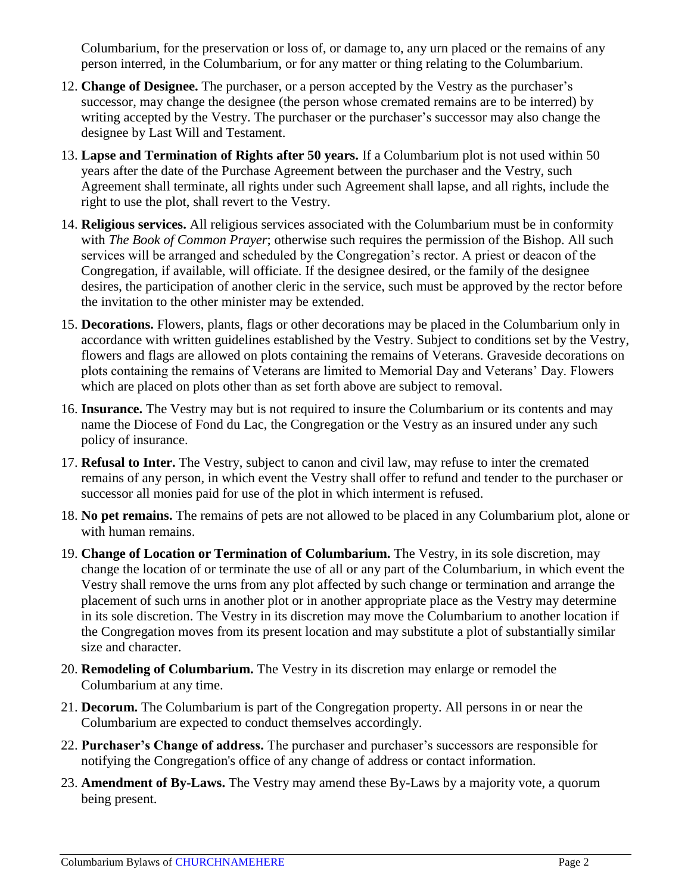Columbarium, for the preservation or loss of, or damage to, any urn placed or the remains of any person interred, in the Columbarium, or for any matter or thing relating to the Columbarium.

12. **Change of Designee.** The purchaser, or a person accepted by the Vestry as the purchaser's successor, may change the designee (the person whose cremated remains are to be interred) by writing accepted by the Vestry. The purchaser or the purchaser's successor may also change the designee by Last Will and Testament.
13. **Lapse and Termination of Rights after 50 years.** If a Columbarium plot is not used within 50 years after the date of the Purchase Agreement between the purchaser and the Vestry, such Agreement shall terminate, all rights under such Agreement shall lapse, and all rights, include the right to use the plot, shall revert to the Vestry.
14. **Religious services.** All religious services associated with the Columbarium must be in conformity with *The Book of Common Prayer*; otherwise such requires the permission of the Bishop. All such services will be arranged and scheduled by the Congregation's rector. A priest or deacon of the Congregation, if available, will officiate. If the designee desired, or the family of the designee desires, the participation of another cleric in the service, such must be approved by the rector before the invitation to the other minister may be extended.
15. **Decorations.** Flowers, plants, flags or other decorations may be placed in the Columbarium only in accordance with written guidelines established by the Vestry. Subject to conditions set by the Vestry, flowers and flags are allowed on plots containing the remains of Veterans. Graveside decorations on plots containing the remains of Veterans are limited to Memorial Day and Veterans' Day. Flowers which are placed on plots other than as set forth above are subject to removal.
16. **Insurance.** The Vestry may but is not required to insure the Columbarium or its contents and may name the Diocese of Fond du Lac, the Congregation or the Vestry as an insured under any such policy of insurance.
17. **Refusal to Inter.** The Vestry, subject to canon and civil law, may refuse to inter the cremated remains of any person, in which event the Vestry shall offer to refund and tender to the purchaser or successor all monies paid for use of the plot in which interment is refused.
18. **No pet remains.** The remains of pets are not allowed to be placed in any Columbarium plot, alone or with human remains.
19. **Change of Location or Termination of Columbarium.** The Vestry, in its sole discretion, may change the location of or terminate the use of all or any part of the Columbarium, in which event the Vestry shall remove the urns from any plot affected by such change or termination and arrange the placement of such urns in another plot or in another appropriate place as the Vestry may determine in its sole discretion. The Vestry in its discretion may move the Columbarium to another location if the Congregation moves from its present location and may substitute a plot of substantially similar size and character.
20. **Remodeling of Columbarium.** The Vestry in its discretion may enlarge or remodel the Columbarium at any time.
21. **Decorum.** The Columbarium is part of the Congregation property. All persons in or near the Columbarium are expected to conduct themselves accordingly.
22. **Purchaser's Change of address.** The purchaser and purchaser's successors are responsible for notifying the Congregation's office of any change of address or contact information.
23. **Amendment of By-Laws.** The Vestry may amend these By-Laws by a majority vote, a quorum being present.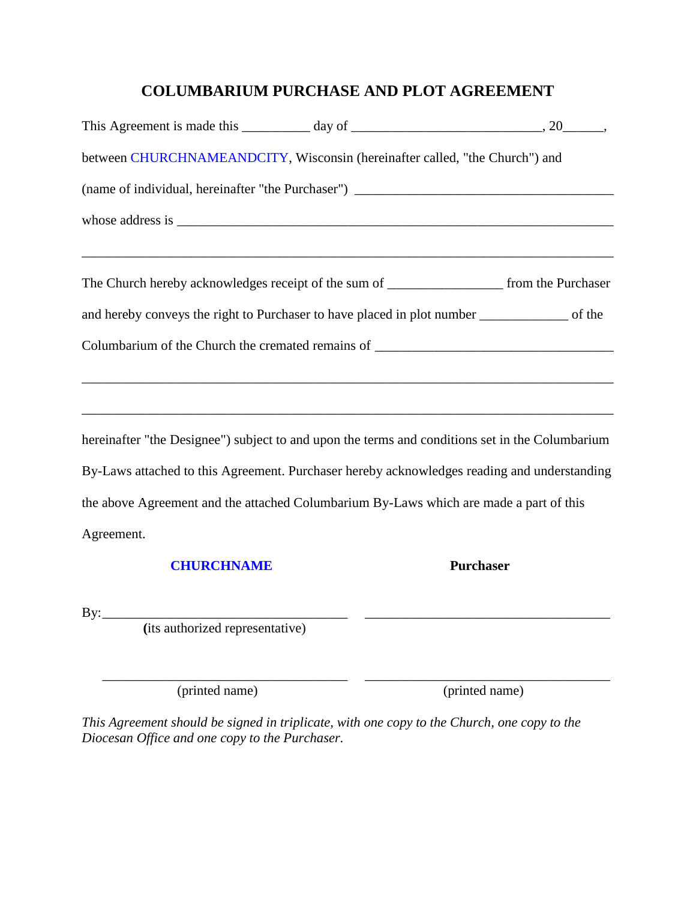# COLUMBARIUM PURCHASE AND PLOT AGREEMENT

This Agreement is made this __________ day of ____________________________, 20______, between CHURCHNAMEANDCITY, Wisconsin (hereinafter called, "the Church") and (name of individual, hereinafter "the Purchaser") ______________________________________ whose address is _________________________________________________________________

_____________________________________________________________________________

The Church hereby acknowledges receipt of the sum of _________________ from the Purchaser and hereby conveys the right to Purchaser to have placed in plot number _____________ of the Columbarium of the Church the cremated remains of ___________________________________

_____________________________________________________________________________

_____________________________________________________________________________

hereinafter "the Designee") subject to and upon the terms and conditions set in the Columbarium By-Laws attached to this Agreement. Purchaser hereby acknowledges reading and understanding the above Agreement and the attached Columbarium By-Laws which are made a part of this Agreement.

| **CHURCHNAME** | **Purchaser** |
|---|---|
| By:____________________________________ (its authorized representative) | ____________________________________ |
| ____________________________________ (printed name) | ____________________________________ (printed name) |

*This Agreement should be signed in triplicate, with one copy to the Church, one copy to the Diocesan Office and one copy to the Purchaser.*